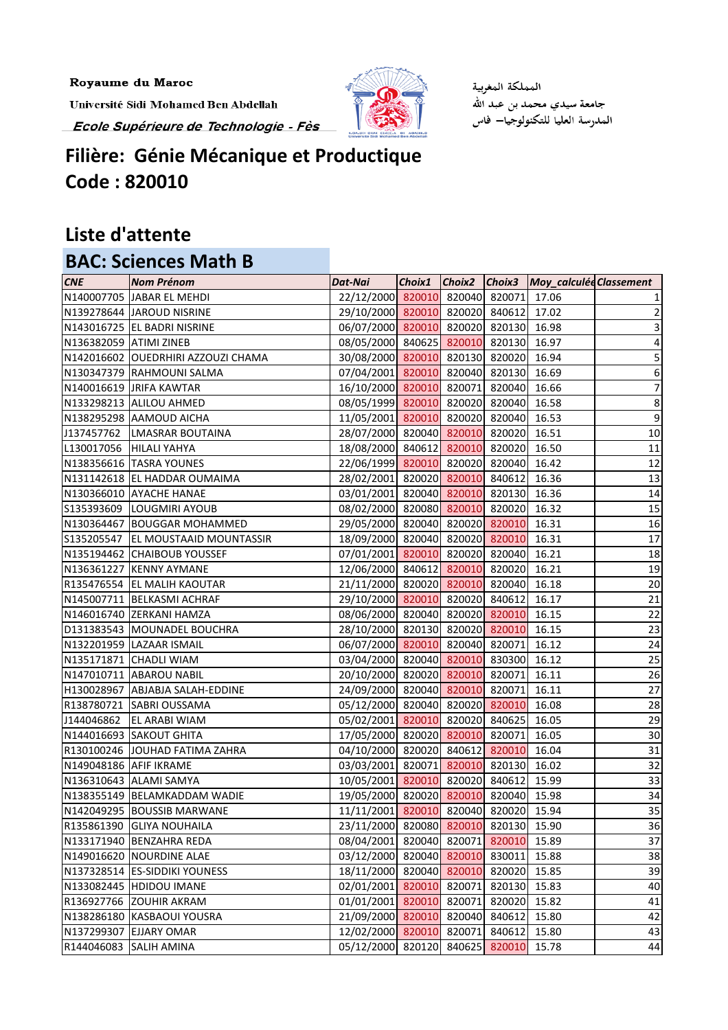Royaume du Maroc

Université Sidi Mohamed Ben Abdellah

*Ecole Supérieure de Technologie - Fès*

المملكة المغربية

جامعة سيدي محمد بن عبد الله

المدرسة العليا للتكنولوجيا– فاس

# Filière: Génie Mécanique et Productique
# Code : 820010

## Liste d'attente

## BAC: Sciences Math B

| CNE | Nom Prénom | Dat-Nai | Choix1 | Choix2 | Choix3 | Moy_calculée | Classement |
|---|---|---|---|---|---|---|---|
| N140007705 | JABAR EL MEHDI | 22/12/2000 | 820010 | 820040 | 820071 | 17.06 | 1 |
| N139278644 | JAROUD NISRINE | 29/10/2000 | 820010 | 820020 | 840612 | 17.02 | 2 |
| N143016725 | EL BADRI NISRINE | 06/07/2000 | 820010 | 820020 | 820130 | 16.98 | 3 |
| N136382059 | ATIMI ZINEB | 08/05/2000 | 840625 | 820010 | 820130 | 16.97 | 4 |
| N142016602 | OUEDRHIRI AZZOUZI CHAMA | 30/08/2000 | 820010 | 820130 | 820020 | 16.94 | 5 |
| N130347379 | RAHMOUNI SALMA | 07/04/2001 | 820010 | 820040 | 820130 | 16.69 | 6 |
| N140016619 | JRIFA KAWTAR | 16/10/2000 | 820010 | 820071 | 820040 | 16.66 | 7 |
| N133298213 | ALILOU AHMED | 08/05/1999 | 820010 | 820020 | 820040 | 16.58 | 8 |
| N138295298 | AAMOUD AICHA | 11/05/2001 | 820010 | 820020 | 820040 | 16.53 | 9 |
| J137457762 | LMASRAR BOUTAINA | 28/07/2000 | 820040 | 820010 | 820020 | 16.51 | 10 |
| L130017056 | HILALI YAHYA | 18/08/2000 | 840612 | 820010 | 820020 | 16.50 | 11 |
| N138356616 | TASRA YOUNES | 22/06/1999 | 820010 | 820020 | 820040 | 16.42 | 12 |
| N131142618 | EL HADDAR OUMAIMA | 28/02/2001 | 820020 | 820010 | 840612 | 16.36 | 13 |
| N130366010 | AYACHE HANAE | 03/01/2001 | 820040 | 820010 | 820130 | 16.36 | 14 |
| S135393609 | LOUGMIRI AYOUB | 08/02/2000 | 820080 | 820010 | 820020 | 16.32 | 15 |
| N130364467 | BOUGGAR MOHAMMED | 29/05/2000 | 820040 | 820020 | 820010 | 16.31 | 16 |
| S135205547 | EL MOUSTAAID MOUNTASSIR | 18/09/2000 | 820040 | 820020 | 820010 | 16.31 | 17 |
| N135194462 | CHAIBOUB YOUSSEF | 07/01/2001 | 820010 | 820020 | 820040 | 16.21 | 18 |
| N136361227 | KENNY AYMANE | 12/06/2000 | 840612 | 820010 | 820020 | 16.21 | 19 |
| R135476554 | EL MALIH KAOUTAR | 21/11/2000 | 820020 | 820010 | 820040 | 16.18 | 20 |
| N145007711 | BELKASMI ACHRAF | 29/10/2000 | 820010 | 820020 | 840612 | 16.17 | 21 |
| N146016740 | ZERKANI HAMZA | 08/06/2000 | 820040 | 820020 | 820010 | 16.15 | 22 |
| D131383543 | MOUNADEL BOUCHRA | 28/10/2000 | 820130 | 820020 | 820010 | 16.15 | 23 |
| N132201959 | LAZAAR ISMAIL | 06/07/2000 | 820010 | 820040 | 820071 | 16.12 | 24 |
| N135171871 | CHADLI WIAM | 03/04/2000 | 820040 | 820010 | 830300 | 16.12 | 25 |
| N147010711 | ABAROU NABIL | 20/10/2000 | 820020 | 820010 | 820071 | 16.11 | 26 |
| H130028967 | ABJABJA SALAH-EDDINE | 24/09/2000 | 820040 | 820010 | 820071 | 16.11 | 27 |
| R138780721 | SABRI OUSSAMA | 05/12/2000 | 820040 | 820020 | 820010 | 16.08 | 28 |
| J144046862 | EL ARABI WIAM | 05/02/2001 | 820010 | 820020 | 840625 | 16.05 | 29 |
| N144016693 | SAKOUT GHITA | 17/05/2000 | 820020 | 820010 | 820071 | 16.05 | 30 |
| R130100246 | JOUHAD FATIMA ZAHRA | 04/10/2000 | 820020 | 840612 | 820010 | 16.04 | 31 |
| N149048186 | AFIF IKRAME | 03/03/2001 | 820071 | 820010 | 820130 | 16.02 | 32 |
| N136310643 | ALAMI SAMYA | 10/05/2001 | 820010 | 820020 | 840612 | 15.99 | 33 |
| N138355149 | BELAMKADDAM WADIE | 19/05/2000 | 820020 | 820010 | 820040 | 15.98 | 34 |
| N142049295 | BOUSSIB MARWANE | 11/11/2001 | 820010 | 820040 | 820020 | 15.94 | 35 |
| R135861390 | GLIYA NOUHAILA | 23/11/2000 | 820080 | 820010 | 820130 | 15.90 | 36 |
| N133171940 | BENZAHRA REDA | 08/04/2001 | 820040 | 820071 | 820010 | 15.89 | 37 |
| N149016620 | NOURDINE ALAE | 03/12/2000 | 820040 | 820010 | 830011 | 15.88 | 38 |
| N137328514 | ES-SIDDIKI YOUNESS | 18/11/2000 | 820040 | 820010 | 820020 | 15.85 | 39 |
| N133082445 | HDIDOU IMANE | 02/01/2001 | 820010 | 820071 | 820130 | 15.83 | 40 |
| R136927766 | ZOUHIR AKRAM | 01/01/2001 | 820010 | 820071 | 820020 | 15.82 | 41 |
| N138286180 | KASBAOUI YOUSRA | 21/09/2000 | 820010 | 820040 | 840612 | 15.80 | 42 |
| N137299307 | EJJARY OMAR | 12/02/2000 | 820010 | 820071 | 840612 | 15.80 | 43 |
| R144046083 | SALIH AMINA | 05/12/2000 | 820120 | 840625 | 820010 | 15.78 | 44 |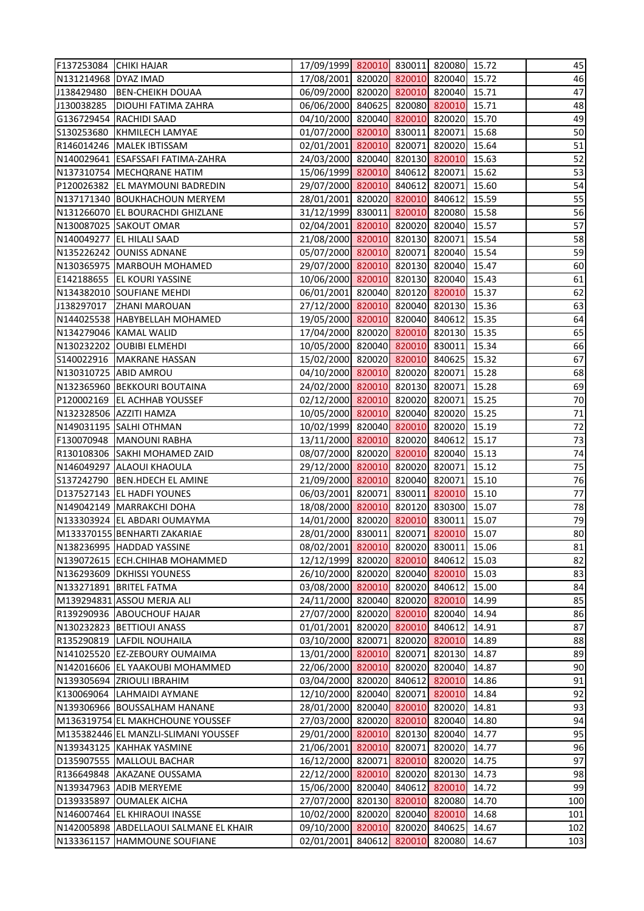| | | | | | | | |
|---|---|---|---|---|---|---|---|
| F137253084 | CHIKI HAJAR | 17/09/1999 | 820010 | 830011 | 820080 | 15.72 | 45 |
| N131214968 | DYAZ IMAD | 17/08/2001 | 820020 | 820010 | 820040 | 15.72 | 46 |
| J138429480 | BEN-CHEIKH DOUAA | 06/09/2000 | 820020 | 820010 | 820040 | 15.71 | 47 |
| J130038285 | DIOUHI FATIMA ZAHRA | 06/06/2000 | 840625 | 820080 | 820010 | 15.71 | 48 |
| G136729454 | RACHIDI SAAD | 04/10/2000 | 820040 | 820010 | 820020 | 15.70 | 49 |
| S130253680 | KHMILECH LAMYAE | 01/07/2000 | 820010 | 830011 | 820071 | 15.68 | 50 |
| R146014246 | MALEK IBTISSAM | 02/01/2001 | 820010 | 820071 | 820020 | 15.64 | 51 |
| N140029641 | ESAFSSAFI FATIMA-ZAHRA | 24/03/2000 | 820040 | 820130 | 820010 | 15.63 | 52 |
| N137310754 | MECHQRANE HATIM | 15/06/1999 | 820010 | 840612 | 820071 | 15.62 | 53 |
| P120026382 | EL MAYMOUNI BADREDIN | 29/07/2000 | 820010 | 840612 | 820071 | 15.60 | 54 |
| N137171340 | BOUKHACHOUN MERYEM | 28/01/2001 | 820020 | 820010 | 840612 | 15.59 | 55 |
| N131266070 | EL BOURACHDI GHIZLANE | 31/12/1999 | 830011 | 820010 | 820080 | 15.58 | 56 |
| N130087025 | SAKOUT OMAR | 02/04/2001 | 820010 | 820020 | 820040 | 15.57 | 57 |
| N140049277 | EL HILALI SAAD | 21/08/2000 | 820010 | 820130 | 820071 | 15.54 | 58 |
| N135226242 | OUNISS ADNANE | 05/07/2000 | 820010 | 820071 | 820040 | 15.54 | 59 |
| N130365975 | MARBOUH MOHAMED | 29/07/2000 | 820010 | 820130 | 820040 | 15.47 | 60 |
| E142188655 | EL KOURI YASSINE | 10/06/2000 | 820010 | 820130 | 820040 | 15.43 | 61 |
| N134382010 | SOUFIANE MEHDI | 06/01/2001 | 820040 | 820120 | 820010 | 15.37 | 62 |
| J138297017 | ZHANI MAROUAN | 27/12/2000 | 820010 | 820040 | 820130 | 15.36 | 63 |
| N144025538 | HABYBELLAH MOHAMED | 19/05/2000 | 820010 | 820040 | 840612 | 15.35 | 64 |
| N134279046 | KAMAL WALID | 17/04/2000 | 820020 | 820010 | 820130 | 15.35 | 65 |
| N130232202 | OUBIBI ELMEHDI | 10/05/2000 | 820040 | 820010 | 830011 | 15.34 | 66 |
| S140022916 | MAKRANE HASSAN | 15/02/2000 | 820020 | 820010 | 840625 | 15.32 | 67 |
| N130310725 | ABID AMROU | 04/10/2000 | 820010 | 820020 | 820071 | 15.28 | 68 |
| N132365960 | BEKKOURI BOUTAINA | 24/02/2000 | 820010 | 820130 | 820071 | 15.28 | 69 |
| P120002169 | EL ACHHAB YOUSSEF | 02/12/2000 | 820010 | 820020 | 820071 | 15.25 | 70 |
| N132328506 | AZZITI HAMZA | 10/05/2000 | 820010 | 820040 | 820020 | 15.25 | 71 |
| N149031195 | SALHI OTHMAN | 10/02/1999 | 820040 | 820010 | 820020 | 15.19 | 72 |
| F130070948 | MANOUNI RABHA | 13/11/2000 | 820010 | 820020 | 840612 | 15.17 | 73 |
| R130108306 | SAKHI MOHAMED ZAID | 08/07/2000 | 820020 | 820010 | 820040 | 15.13 | 74 |
| N146049297 | ALAOUI KHAOULA | 29/12/2000 | 820010 | 820020 | 820071 | 15.12 | 75 |
| S137242790 | BEN.HDECH EL AMINE | 21/09/2000 | 820010 | 820040 | 820071 | 15.10 | 76 |
| D137527143 | EL HADFI YOUNES | 06/03/2001 | 820071 | 830011 | 820010 | 15.10 | 77 |
| N149042149 | MARRAKCHI DOHA | 18/08/2000 | 820010 | 820120 | 830300 | 15.07 | 78 |
| N133303924 | EL ABDARI OUMAYMA | 14/01/2000 | 820020 | 820010 | 830011 | 15.07 | 79 |
| M133370155 | BENHARTI ZAKARIAE | 28/01/2000 | 830011 | 820071 | 820010 | 15.07 | 80 |
| N138236995 | HADDAD YASSINE | 08/02/2001 | 820010 | 820020 | 830011 | 15.06 | 81 |
| N139072615 | ECH.CHIHAB MOHAMMED | 12/12/1999 | 820020 | 820010 | 840612 | 15.03 | 82 |
| N136293609 | DKHISSI YOUNESS | 26/10/2000 | 820020 | 820040 | 820010 | 15.03 | 83 |
| N133271891 | BRITEL FATMA | 03/08/2000 | 820010 | 820020 | 840612 | 15.00 | 84 |
| M139294831 | ASSOU MERJA ALI | 24/11/2000 | 820040 | 820020 | 820010 | 14.99 | 85 |
| R139290936 | ABOUCHOUF HAJAR | 27/07/2000 | 820020 | 820010 | 820040 | 14.94 | 86 |
| N130232823 | BETTIOUI ANASS | 01/01/2001 | 820020 | 820010 | 840612 | 14.91 | 87 |
| R135290819 | LAFDIL NOUHAILA | 03/10/2000 | 820071 | 820020 | 820010 | 14.89 | 88 |
| N141025520 | EZ-ZEBOURY OUMAIMA | 13/01/2000 | 820010 | 820071 | 820130 | 14.87 | 89 |
| N142016606 | EL YAAKOUBI MOHAMMED | 22/06/2000 | 820010 | 820020 | 820040 | 14.87 | 90 |
| N139305694 | ZRIOULI IBRAHIM | 03/04/2000 | 820020 | 840612 | 820010 | 14.86 | 91 |
| K130069064 | LAHMAIDI AYMANE | 12/10/2000 | 820040 | 820071 | 820010 | 14.84 | 92 |
| N139306966 | BOUSSALHAM HANANE | 28/01/2000 | 820040 | 820010 | 820020 | 14.81 | 93 |
| M136319754 | EL MAKHCHOUNE YOUSSEF | 27/03/2000 | 820020 | 820010 | 820040 | 14.80 | 94 |
| M135382446 | EL MANZLI-SLIMANI YOUSSEF | 29/01/2000 | 820010 | 820130 | 820040 | 14.77 | 95 |
| N139343125 | KAHHAK YASMINE | 21/06/2001 | 820010 | 820071 | 820020 | 14.77 | 96 |
| D135907555 | MALLOUL BACHAR | 16/12/2000 | 820071 | 820010 | 820020 | 14.75 | 97 |
| R136649848 | AKAZANE OUSSAMA | 22/12/2000 | 820010 | 820020 | 820130 | 14.73 | 98 |
| N139347963 | ADIB MERYEME | 15/06/2000 | 820040 | 840612 | 820010 | 14.72 | 99 |
| D139335897 | OUMALEK AICHA | 27/07/2000 | 820130 | 820010 | 820080 | 14.70 | 100 |
| N146007464 | EL KHIRAOUI INASSE | 10/02/2000 | 820020 | 820040 | 820010 | 14.68 | 101 |
| N142005898 | ABDELLAOUI SALMANE EL KHAIR | 09/10/2000 | 820010 | 820020 | 840625 | 14.67 | 102 |
| N133361157 | HAMMOUNE SOUFIANE | 02/01/2001 | 840612 | 820010 | 820080 | 14.67 | 103 |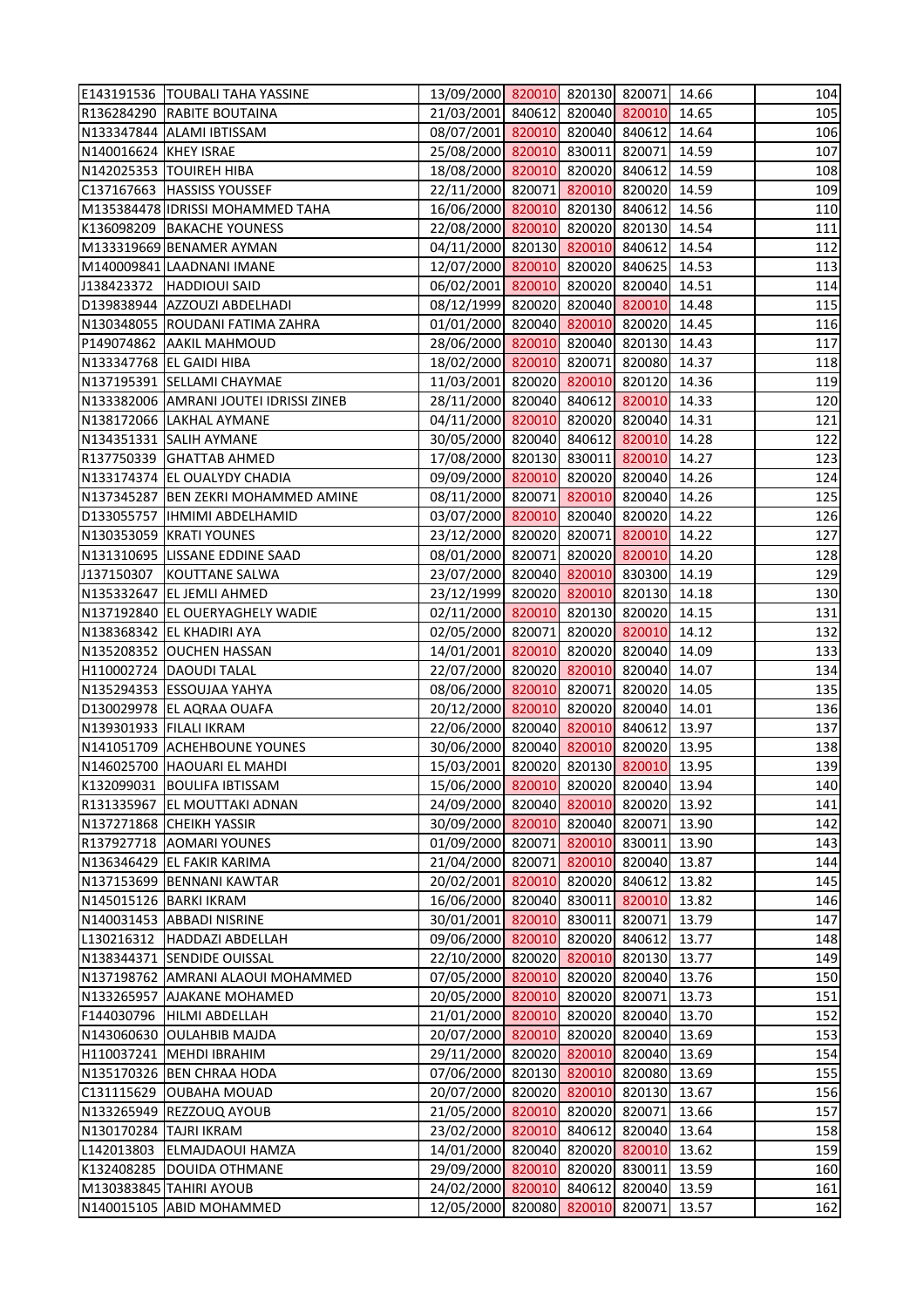| | | | | | | | |
|---|---|---|---|---|---|---|---|
| E143191536 | TOUBALI TAHA YASSINE | 13/09/2000 | 820010 | 820130 | 820071 | 14.66 | 104 |
| R136284290 | RABITE BOUTAINA | 21/03/2001 | 840612 | 820040 | 820010 | 14.65 | 105 |
| N133347844 | ALAMI IBTISSAM | 08/07/2001 | 820010 | 820040 | 840612 | 14.64 | 106 |
| N140016624 | KHEY ISRAE | 25/08/2000 | 820010 | 830011 | 820071 | 14.59 | 107 |
| N142025353 | TOUIREH HIBA | 18/08/2000 | 820010 | 820020 | 840612 | 14.59 | 108 |
| C137167663 | HASSISS YOUSSEF | 22/11/2000 | 820071 | 820010 | 820020 | 14.59 | 109 |
| M135384478 | IDRISSI MOHAMMED TAHA | 16/06/2000 | 820010 | 820130 | 840612 | 14.56 | 110 |
| K136098209 | BAKACHE YOUNESS | 22/08/2000 | 820010 | 820020 | 820130 | 14.54 | 111 |
| M133319669 | BENAMER AYMAN | 04/11/2000 | 820130 | 820010 | 840612 | 14.54 | 112 |
| M140009841 | LAADNANI IMANE | 12/07/2000 | 820010 | 820020 | 840625 | 14.53 | 113 |
| J138423372 | HADDIOUI SAID | 06/02/2001 | 820010 | 820020 | 820040 | 14.51 | 114 |
| D139838944 | AZZOUZI ABDELHADI | 08/12/1999 | 820020 | 820040 | 820010 | 14.48 | 115 |
| N130348055 | ROUDANI FATIMA ZAHRA | 01/01/2000 | 820040 | 820010 | 820020 | 14.45 | 116 |
| P149074862 | AAKIL MAHMOUD | 28/06/2000 | 820010 | 820040 | 820130 | 14.43 | 117 |
| N133347768 | EL GAIDI HIBA | 18/02/2000 | 820010 | 820071 | 820080 | 14.37 | 118 |
| N137195391 | SELLAMI CHAYMAE | 11/03/2001 | 820020 | 820010 | 820120 | 14.36 | 119 |
| N133382006 | AMRANI JOUTEI IDRISSI ZINEB | 28/11/2000 | 820040 | 840612 | 820010 | 14.33 | 120 |
| N138172066 | LAKHAL AYMANE | 04/11/2000 | 820010 | 820020 | 820040 | 14.31 | 121 |
| N134351331 | SALIH AYMANE | 30/05/2000 | 820040 | 840612 | 820010 | 14.28 | 122 |
| R137750339 | GHATTAB AHMED | 17/08/2000 | 820130 | 830011 | 820010 | 14.27 | 123 |
| N133174374 | EL OUALYDY CHADIA | 09/09/2000 | 820010 | 820020 | 820040 | 14.26 | 124 |
| N137345287 | BEN ZEKRI MOHAMMED AMINE | 08/11/2000 | 820071 | 820010 | 820040 | 14.26 | 125 |
| D133055757 | IHMIMI ABDELHAMID | 03/07/2000 | 820010 | 820040 | 820020 | 14.22 | 126 |
| N130353059 | KRATI YOUNES | 23/12/2000 | 820020 | 820071 | 820010 | 14.22 | 127 |
| N131310695 | LISSANE EDDINE SAAD | 08/01/2000 | 820071 | 820020 | 820010 | 14.20 | 128 |
| J137150307 | KOUTTANE SALWA | 23/07/2000 | 820040 | 820010 | 830300 | 14.19 | 129 |
| N135332647 | EL JEMLI AHMED | 23/12/1999 | 820020 | 820010 | 820130 | 14.18 | 130 |
| N137192840 | EL OUERYAGHELY WADIE | 02/11/2000 | 820010 | 820130 | 820020 | 14.15 | 131 |
| N138368342 | EL KHADIRI AYA | 02/05/2000 | 820071 | 820020 | 820010 | 14.12 | 132 |
| N135208352 | OUCHEN HASSAN | 14/01/2001 | 820010 | 820020 | 820040 | 14.09 | 133 |
| H110002724 | DAOUDI TALAL | 22/07/2000 | 820020 | 820010 | 820040 | 14.07 | 134 |
| N135294353 | ESSOUJAA YAHYA | 08/06/2000 | 820010 | 820071 | 820020 | 14.05 | 135 |
| D130029978 | EL AQRAA OUAFA | 20/12/2000 | 820010 | 820020 | 820040 | 14.01 | 136 |
| N139301933 | FILALI IKRAM | 22/06/2000 | 820040 | 820010 | 840612 | 13.97 | 137 |
| N141051709 | ACHEHBOUNE YOUNES | 30/06/2000 | 820040 | 820010 | 820020 | 13.95 | 138 |
| N146025700 | HAOUARI EL MAHDI | 15/03/2001 | 820020 | 820130 | 820010 | 13.95 | 139 |
| K132099031 | BOULIFA IBTISSAM | 15/06/2000 | 820010 | 820020 | 820040 | 13.94 | 140 |
| R131335967 | EL MOUTTAKI ADNAN | 24/09/2000 | 820040 | 820010 | 820020 | 13.92 | 141 |
| N137271868 | CHEIKH YASSIR | 30/09/2000 | 820010 | 820040 | 820071 | 13.90 | 142 |
| R137927718 | AOMARI YOUNES | 01/09/2000 | 820071 | 820010 | 830011 | 13.90 | 143 |
| N136346429 | EL FAKIR KARIMA | 21/04/2000 | 820071 | 820010 | 820040 | 13.87 | 144 |
| N137153699 | BENNANI KAWTAR | 20/02/2001 | 820010 | 820020 | 840612 | 13.82 | 145 |
| N145015126 | BARKI IKRAM | 16/06/2000 | 820040 | 830011 | 820010 | 13.82 | 146 |
| N140031453 | ABBADI NISRINE | 30/01/2001 | 820010 | 830011 | 820071 | 13.79 | 147 |
| L130216312 | HADDAZI ABDELLAH | 09/06/2000 | 820010 | 820020 | 840612 | 13.77 | 148 |
| N138344371 | SENDIDE OUISSAL | 22/10/2000 | 820020 | 820010 | 820130 | 13.77 | 149 |
| N137198762 | AMRANI ALAOUI MOHAMMED | 07/05/2000 | 820010 | 820020 | 820040 | 13.76 | 150 |
| N133265957 | AJAKANE MOHAMED | 20/05/2000 | 820010 | 820020 | 820071 | 13.73 | 151 |
| F144030796 | HILMI ABDELLAH | 21/01/2000 | 820010 | 820020 | 820040 | 13.70 | 152 |
| N143060630 | OULAHBIB MAJDA | 20/07/2000 | 820010 | 820020 | 820040 | 13.69 | 153 |
| H110037241 | MEHDI IBRAHIM | 29/11/2000 | 820020 | 820010 | 820040 | 13.69 | 154 |
| N135170326 | BEN CHRAA HODA | 07/06/2000 | 820130 | 820010 | 820080 | 13.69 | 155 |
| C131115629 | OUBAHA MOUAD | 20/07/2000 | 820020 | 820010 | 820130 | 13.67 | 156 |
| N133265949 | REZZOUQ AYOUB | 21/05/2000 | 820010 | 820020 | 820071 | 13.66 | 157 |
| N130170284 | TAJRI IKRAM | 23/02/2000 | 820010 | 840612 | 820040 | 13.64 | 158 |
| L142013803 | ELMAJDAOUI HAMZA | 14/01/2000 | 820040 | 820020 | 820010 | 13.62 | 159 |
| K132408285 | DOUIDA OTHMANE | 29/09/2000 | 820010 | 820020 | 830011 | 13.59 | 160 |
| M130383845 | TAHIRI AYOUB | 24/02/2000 | 820010 | 840612 | 820040 | 13.59 | 161 |
| N140015105 | ABID MOHAMMED | 12/05/2000 | 820080 | 820010 | 820071 | 13.57 | 162 |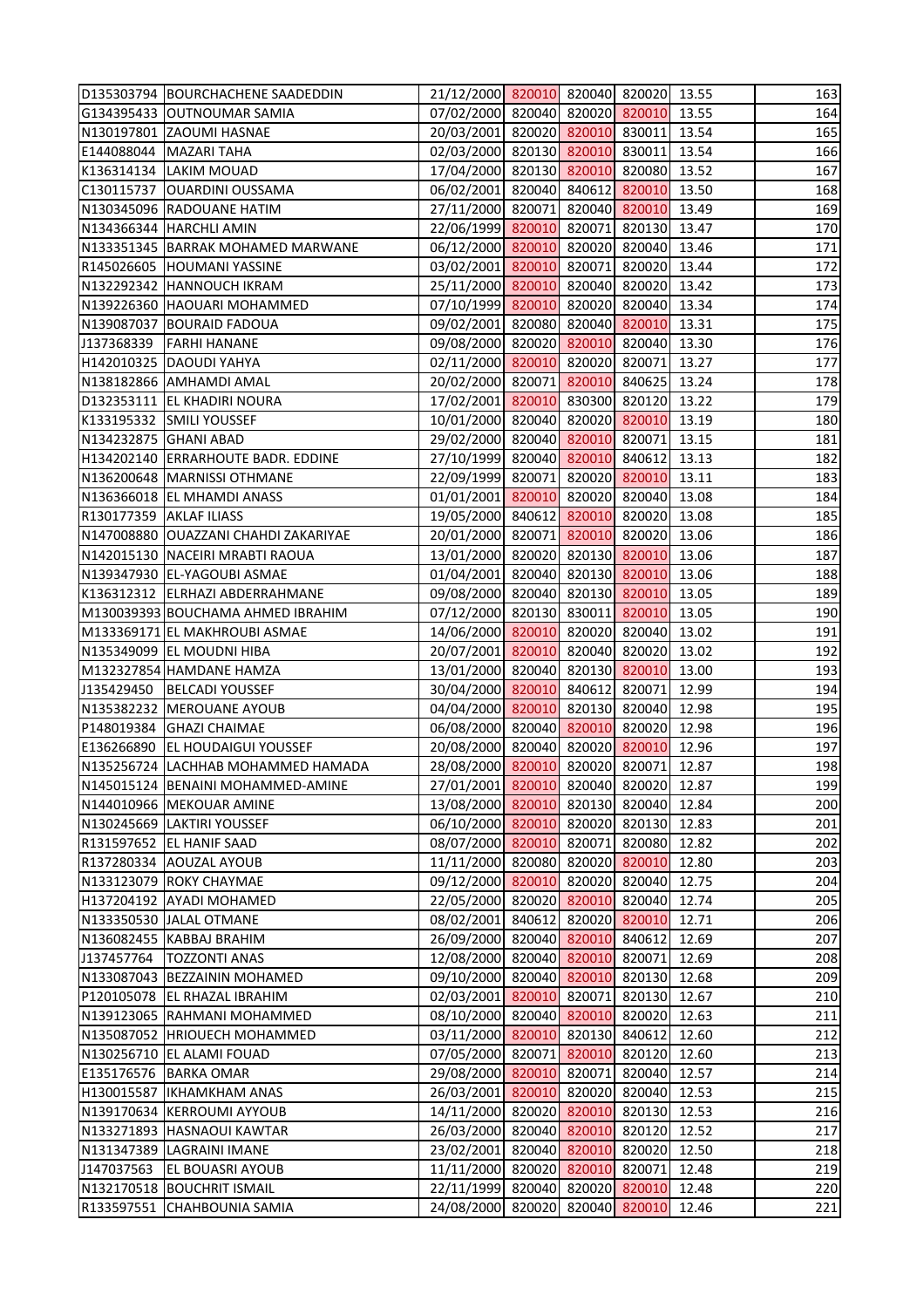| | | | | | | | |
|---|---|---|---|---|---|---|---|
| D135303794 | BOURCHACHENE SAADEDDIN | 21/12/2000 | 820010 | 820040 | 820020 | 13.55 | 163 |
| G134395433 | OUTNOUMAR SAMIA | 07/02/2000 | 820040 | 820020 | 820010 | 13.55 | 164 |
| N130197801 | ZAOUMI HASNAE | 20/03/2001 | 820020 | 820010 | 830011 | 13.54 | 165 |
| E144088044 | MAZARI TAHA | 02/03/2000 | 820130 | 820010 | 830011 | 13.54 | 166 |
| K136314134 | LAKIM MOUAD | 17/04/2000 | 820130 | 820010 | 820080 | 13.52 | 167 |
| C130115737 | OUARDINI OUSSAMA | 06/02/2001 | 820040 | 840612 | 820010 | 13.50 | 168 |
| N130345096 | RADOUANE HATIM | 27/11/2000 | 820071 | 820040 | 820010 | 13.49 | 169 |
| N134366344 | HARCHLI AMIN | 22/06/1999 | 820010 | 820071 | 820130 | 13.47 | 170 |
| N133351345 | BARRAK MOHAMED MARWANE | 06/12/2000 | 820010 | 820020 | 820040 | 13.46 | 171 |
| R145026605 | HOUMANI YASSINE | 03/02/2001 | 820010 | 820071 | 820020 | 13.44 | 172 |
| N132292342 | HANNOUCH IKRAM | 25/11/2000 | 820010 | 820040 | 820020 | 13.42 | 173 |
| N139226360 | HAOUARI MOHAMMED | 07/10/1999 | 820010 | 820020 | 820040 | 13.34 | 174 |
| N139087037 | BOURAID FADOUA | 09/02/2001 | 820080 | 820040 | 820010 | 13.31 | 175 |
| J137368339 | FARHI HANANE | 09/08/2000 | 820020 | 820010 | 820040 | 13.30 | 176 |
| H142010325 | DAOUDI YAHYA | 02/11/2000 | 820010 | 820020 | 820071 | 13.27 | 177 |
| N138182866 | AMHAMDI AMAL | 20/02/2000 | 820071 | 820010 | 840625 | 13.24 | 178 |
| D132353111 | EL KHADIRI NOURA | 17/02/2001 | 820010 | 830300 | 820120 | 13.22 | 179 |
| K133195332 | SMILI YOUSSEF | 10/01/2000 | 820040 | 820020 | 820010 | 13.19 | 180 |
| N134232875 | GHANI ABAD | 29/02/2000 | 820040 | 820010 | 820071 | 13.15 | 181 |
| H134202140 | ERRARHOUTE BADR. EDDINE | 27/10/1999 | 820040 | 820010 | 840612 | 13.13 | 182 |
| N136200648 | MARNISSI OTHMANE | 22/09/1999 | 820071 | 820020 | 820010 | 13.11 | 183 |
| N136366018 | EL MHAMDI ANASS | 01/01/2001 | 820010 | 820020 | 820040 | 13.08 | 184 |
| R130177359 | AKLAF ILIASS | 19/05/2000 | 840612 | 820010 | 820020 | 13.08 | 185 |
| N147008880 | OUAZZANI CHAHDI ZAKARIYAE | 20/01/2000 | 820071 | 820010 | 820020 | 13.06 | 186 |
| N142015130 | NACEIRI MRABTI RAOUA | 13/01/2000 | 820020 | 820130 | 820010 | 13.06 | 187 |
| N139347930 | EL-YAGOUBI ASMAE | 01/04/2001 | 820040 | 820130 | 820010 | 13.06 | 188 |
| K136312312 | ELRHAZI ABDERRAHMANE | 09/08/2000 | 820040 | 820130 | 820010 | 13.05 | 189 |
| M130039393 | BOUCHAMA AHMED IBRAHIM | 07/12/2000 | 820130 | 830011 | 820010 | 13.05 | 190 |
| M133369171 | EL MAKHROUBI ASMAE | 14/06/2000 | 820010 | 820020 | 820040 | 13.02 | 191 |
| N135349099 | EL MOUDNI HIBA | 20/07/2001 | 820010 | 820040 | 820020 | 13.02 | 192 |
| M132327854 | HAMDANE HAMZA | 13/01/2000 | 820040 | 820130 | 820010 | 13.00 | 193 |
| J135429450 | BELCADI YOUSSEF | 30/04/2000 | 820010 | 840612 | 820071 | 12.99 | 194 |
| N135382232 | MEROUANE AYOUB | 04/04/2000 | 820010 | 820130 | 820040 | 12.98 | 195 |
| P148019384 | GHAZI CHAIMAE | 06/08/2000 | 820040 | 820010 | 820020 | 12.98 | 196 |
| E136266890 | EL HOUDAIGUI YOUSSEF | 20/08/2000 | 820040 | 820020 | 820010 | 12.96 | 197 |
| N135256724 | LACHHAB MOHAMMED HAMADA | 28/08/2000 | 820010 | 820020 | 820071 | 12.87 | 198 |
| N145015124 | BENAINI MOHAMMED-AMINE | 27/01/2001 | 820010 | 820040 | 820020 | 12.87 | 199 |
| N144010966 | MEKOUAR AMINE | 13/08/2000 | 820010 | 820130 | 820040 | 12.84 | 200 |
| N130245669 | LAKTIRI YOUSSEF | 06/10/2000 | 820010 | 820020 | 820130 | 12.83 | 201 |
| R131597652 | EL HANIF SAAD | 08/07/2000 | 820010 | 820071 | 820080 | 12.82 | 202 |
| R137280334 | AOUZAL AYOUB | 11/11/2000 | 820080 | 820020 | 820010 | 12.80 | 203 |
| N133123079 | ROKY CHAYMAE | 09/12/2000 | 820010 | 820020 | 820040 | 12.75 | 204 |
| H137204192 | AYADI MOHAMED | 22/05/2000 | 820020 | 820010 | 820040 | 12.74 | 205 |
| N133350530 | JALAL OTMANE | 08/02/2001 | 840612 | 820020 | 820010 | 12.71 | 206 |
| N136082455 | KABBAJ BRAHIM | 26/09/2000 | 820040 | 820010 | 840612 | 12.69 | 207 |
| J137457764 | TOZZONTI ANAS | 12/08/2000 | 820040 | 820010 | 820071 | 12.69 | 208 |
| N133087043 | BEZZAININ MOHAMED | 09/10/2000 | 820040 | 820010 | 820130 | 12.68 | 209 |
| P120105078 | EL RHAZAL IBRAHIM | 02/03/2001 | 820010 | 820071 | 820130 | 12.67 | 210 |
| N139123065 | RAHMANI MOHAMMED | 08/10/2000 | 820040 | 820010 | 820020 | 12.63 | 211 |
| N135087052 | HRIOUECH MOHAMMED | 03/11/2000 | 820010 | 820130 | 840612 | 12.60 | 212 |
| N130256710 | EL ALAMI FOUAD | 07/05/2000 | 820071 | 820010 | 820120 | 12.60 | 213 |
| E135176576 | BARKA OMAR | 29/08/2000 | 820010 | 820071 | 820040 | 12.57 | 214 |
| H130015587 | IKHAMKHAM ANAS | 26/03/2001 | 820010 | 820020 | 820040 | 12.53 | 215 |
| N139170634 | KERROUMI AYYOUB | 14/11/2000 | 820020 | 820010 | 820130 | 12.53 | 216 |
| N133271893 | HASNAOUI KAWTAR | 26/03/2000 | 820040 | 820010 | 820120 | 12.52 | 217 |
| N131347389 | LAGRAINI IMANE | 23/02/2001 | 820040 | 820010 | 820020 | 12.50 | 218 |
| J147037563 | EL BOUASRI AYOUB | 11/11/2000 | 820020 | 820010 | 820071 | 12.48 | 219 |
| N132170518 | BOUCHRIT ISMAIL | 22/11/1999 | 820040 | 820020 | 820010 | 12.48 | 220 |
| R133597551 | CHAHBOUNIA SAMIA | 24/08/2000 | 820020 | 820040 | 820010 | 12.46 | 221 |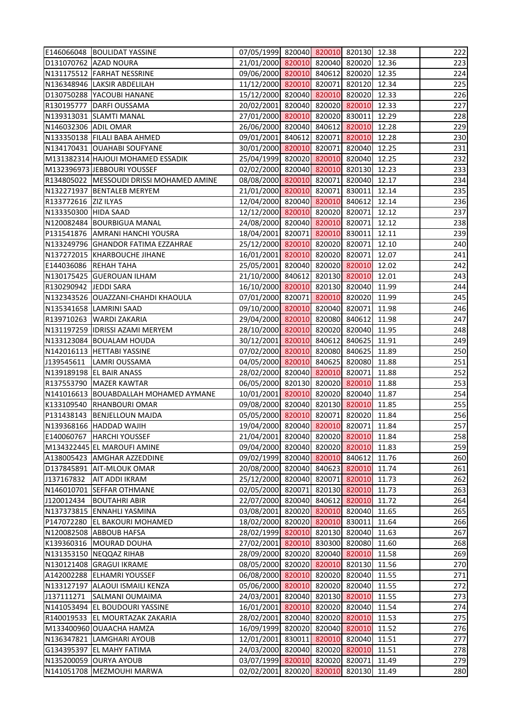| | | | | | | | |
|---|---|---|---|---|---|---|---|
| E146066048 | BOULIDAT YASSINE | 07/05/1999 | 820040 | 820010 | 820130 | 12.38 | 222 |
| D131070762 | AZAD NOURA | 21/01/2000 | 820010 | 820040 | 820020 | 12.36 | 223 |
| N131175512 | FARHAT NESSRINE | 09/06/2000 | 820010 | 840612 | 820020 | 12.35 | 224 |
| N136348946 | LAKSIR ABDELILAH | 11/12/2000 | 820010 | 820071 | 820120 | 12.34 | 225 |
| D130750288 | YACOUBI HANANE | 15/12/2000 | 820040 | 820010 | 820020 | 12.33 | 226 |
| R130195777 | DARFI OUSSAMA | 20/02/2001 | 820040 | 820020 | 820010 | 12.33 | 227 |
| N139313031 | SLAMTI MANAL | 27/01/2000 | 820010 | 820020 | 830011 | 12.29 | 228 |
| N146032306 | ADIL OMAR | 26/06/2000 | 820040 | 840612 | 820010 | 12.28 | 229 |
| N133350138 | FILALI BABA AHMED | 09/01/2001 | 840612 | 820071 | 820010 | 12.28 | 230 |
| N134170431 | OUAHABI SOUFYANE | 30/01/2000 | 820010 | 820071 | 820040 | 12.25 | 231 |
| M131382314 | HAJOUI MOHAMED ESSADIK | 25/04/1999 | 820020 | 820010 | 820040 | 12.25 | 232 |
| M132396973 | JEBBOURI YOUSSEF | 02/02/2000 | 820040 | 820010 | 820130 | 12.23 | 233 |
| R134805022 | MESSOUDI DRISSI MOHAMED AMINE | 08/08/2000 | 820010 | 820071 | 820040 | 12.17 | 234 |
| N132271937 | BENTALEB MERYEM | 21/01/2000 | 820010 | 820071 | 830011 | 12.14 | 235 |
| R133772616 | ZIZ ILYAS | 12/04/2000 | 820040 | 820010 | 840612 | 12.14 | 236 |
| N133350300 | HIDA SAAD | 12/12/2000 | 820010 | 820020 | 820071 | 12.12 | 237 |
| N120082484 | BOURBIGUA MANAL | 24/08/2000 | 820040 | 820010 | 820071 | 12.12 | 238 |
| P131541876 | AMRANI HANCHI YOUSRA | 18/04/2001 | 820071 | 820010 | 830011 | 12.11 | 239 |
| N133249796 | GHANDOR FATIMA EZZAHRAE | 25/12/2000 | 820010 | 820020 | 820071 | 12.10 | 240 |
| N137272015 | KHARBOUCHE JIHANE | 16/01/2001 | 820010 | 820020 | 820071 | 12.07 | 241 |
| E144036086 | REHAH TAHA | 25/05/2001 | 820040 | 820020 | 820010 | 12.02 | 242 |
| N130175425 | GUEROUAN ILHAM | 21/10/2000 | 840612 | 820130 | 820010 | 12.01 | 243 |
| R130290942 | JEDDI SARA | 16/10/2000 | 820010 | 820130 | 820040 | 11.99 | 244 |
| N132343526 | OUAZZANI-CHAHDI KHAOULA | 07/01/2000 | 820071 | 820010 | 820020 | 11.99 | 245 |
| N135341658 | LAMRINI SAAD | 09/10/2000 | 820010 | 820040 | 820071 | 11.98 | 246 |
| R139710263 | WARDI ZAKARIA | 29/04/2000 | 820010 | 820080 | 840612 | 11.98 | 247 |
| N131197259 | IDRISSI AZAMI MERYEM | 28/10/2000 | 820010 | 820020 | 820040 | 11.95 | 248 |
| N133123084 | BOUALAM HOUDA | 30/12/2001 | 820010 | 840612 | 840625 | 11.91 | 249 |
| N142016113 | HETTABI YASSINE | 07/02/2000 | 820010 | 820080 | 840625 | 11.89 | 250 |
| J139545611 | LAMRI OUSSAMA | 04/05/2000 | 820010 | 840625 | 820080 | 11.88 | 251 |
| N139189198 | EL BAIR ANASS | 28/02/2000 | 820040 | 820010 | 820071 | 11.88 | 252 |
| R137553790 | MAZER KAWTAR | 06/05/2000 | 820130 | 820020 | 820010 | 11.88 | 253 |
| N141016613 | BOUABDALLAH MOHAMED AYMANE | 10/01/2001 | 820010 | 820020 | 820040 | 11.87 | 254 |
| K133109540 | RHANBOURI OMAR | 09/08/2000 | 820040 | 820130 | 820010 | 11.85 | 255 |
| P131438143 | BENJELLOUN MAJDA | 05/05/2000 | 820010 | 820071 | 820020 | 11.84 | 256 |
| N139368166 | HADDAD WAJIH | 19/04/2000 | 820040 | 820010 | 820071 | 11.84 | 257 |
| E140060767 | HARCHI YOUSSEF | 21/04/2001 | 820040 | 820020 | 820010 | 11.84 | 258 |
| M134322445 | EL MAROUFI AMINE | 09/04/2000 | 820040 | 820020 | 820010 | 11.83 | 259 |
| A138005423 | AMGHAR AZZEDDINE | 09/02/1999 | 820040 | 820010 | 840612 | 11.76 | 260 |
| D137845891 | AIT-MLOUK OMAR | 20/08/2000 | 820040 | 840623 | 820010 | 11.74 | 261 |
| J137167832 | AIT ADDI IKRAM | 25/12/2000 | 820040 | 820071 | 820010 | 11.73 | 262 |
| N146010701 | SEFFAR OTHMANE | 02/05/2000 | 820071 | 820130 | 820010 | 11.73 | 263 |
| J120012434 | BOUTAHRI ABIR | 22/07/2000 | 820040 | 840612 | 820010 | 11.72 | 264 |
| N137373815 | ENNAHLI YASMINA | 03/08/2001 | 820020 | 820010 | 820040 | 11.65 | 265 |
| P147072280 | EL BAKOURI MOHAMED | 18/02/2000 | 820020 | 820010 | 830011 | 11.64 | 266 |
| N120082508 | ABBOUB HAFSA | 28/02/1999 | 820010 | 820130 | 820040 | 11.63 | 267 |
| K139360316 | MOURAD DOUHA | 27/02/2001 | 820010 | 830300 | 820080 | 11.60 | 268 |
| N131353150 | NEQQAZ RIHAB | 28/09/2000 | 820020 | 820040 | 820010 | 11.58 | 269 |
| N130121408 | GRAGUI IKRAME | 08/05/2000 | 820020 | 820010 | 820130 | 11.56 | 270 |
| A142002288 | ELHAMRI YOUSSEF | 06/08/2000 | 820010 | 820020 | 820040 | 11.55 | 271 |
| N133127197 | ALAOUI ISMAILI KENZA | 05/06/2000 | 820010 | 820020 | 820040 | 11.55 | 272 |
| J137111271 | SALMANI OUMAIMA | 24/03/2001 | 820040 | 820130 | 820010 | 11.55 | 273 |
| N141053494 | EL BOUDOURI YASSINE | 16/01/2001 | 820010 | 820020 | 820040 | 11.54 | 274 |
| R140019533 | EL MOURTAZAK ZAKARIA | 28/02/2001 | 820040 | 820020 | 820010 | 11.53 | 275 |
| M133400960 | OUAACHA HAMZA | 16/09/1999 | 820020 | 820040 | 820010 | 11.52 | 276 |
| N136347821 | LAMGHARI AYOUB | 12/01/2001 | 830011 | 820010 | 820040 | 11.51 | 277 |
| G134395397 | EL MAHY FATIMA | 24/03/2000 | 820040 | 820020 | 820010 | 11.51 | 278 |
| N135200059 | OURYA AYOUB | 03/07/1999 | 820010 | 820020 | 820071 | 11.49 | 279 |
| N141051708 | MEZMOUHI MARWA | 02/02/2001 | 820020 | 820010 | 820130 | 11.49 | 280 |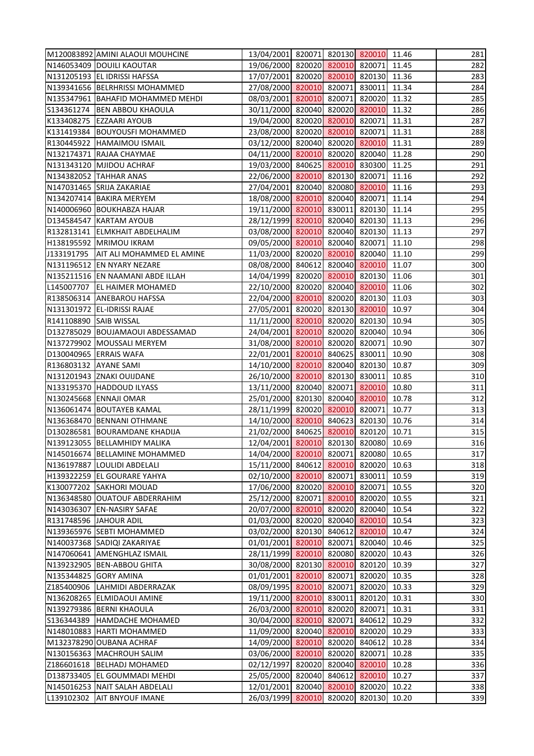| | | | | | | | |
|---|---|---|---|---|---|---|---|
| M120083892 | AMINI ALAOUI MOUHCINE | 13/04/2001 | 820071 | 820130 | 820010 | 11.46 | 281 |
| N146053409 | DOUILI KAOUTAR | 19/06/2000 | 820020 | 820010 | 820071 | 11.45 | 282 |
| N131205193 | EL IDRISSI HAFSSA | 17/07/2001 | 820020 | 820010 | 820130 | 11.36 | 283 |
| N139341656 | BELRHRISSI MOHAMMED | 27/08/2000 | 820010 | 820071 | 830011 | 11.34 | 284 |
| N135347961 | BAHAFID MOHAMMED MEHDI | 08/03/2001 | 820010 | 820071 | 820020 | 11.32 | 285 |
| S134361274 | BEN ABBOU KHAOULA | 30/11/2000 | 820040 | 820020 | 820010 | 11.32 | 286 |
| K133408275 | EZZAARI AYOUB | 19/04/2000 | 820020 | 820010 | 820071 | 11.31 | 287 |
| K131419384 | BOUYOUSFI MOHAMMED | 23/08/2000 | 820020 | 820010 | 820071 | 11.31 | 288 |
| R130445922 | HAMAIMOU ISMAIL | 03/12/2000 | 820040 | 820020 | 820010 | 11.31 | 289 |
| N132174371 | RAJAA CHAYMAE | 04/11/2000 | 820010 | 820020 | 820040 | 11.28 | 290 |
| N131343120 | MJIDOU ACHRAF | 19/03/2000 | 840625 | 820010 | 830300 | 11.25 | 291 |
| N134382052 | TAHHAR ANAS | 22/06/2000 | 820010 | 820130 | 820071 | 11.16 | 292 |
| N147031465 | SRIJA ZAKARIAE | 27/04/2001 | 820040 | 820080 | 820010 | 11.16 | 293 |
| N134207414 | BAKIRA MERYEM | 18/08/2000 | 820010 | 820040 | 820071 | 11.14 | 294 |
| N140006960 | BOUKHABZA HAJAR | 19/11/2000 | 820010 | 830011 | 820130 | 11.14 | 295 |
| D134584547 | KARTAM AYOUB | 28/12/1999 | 820010 | 820040 | 820130 | 11.13 | 296 |
| R132813141 | ELMKHAIT ABDELHALIM | 03/08/2000 | 820010 | 820040 | 820130 | 11.13 | 297 |
| H138195592 | MRIMOU IKRAM | 09/05/2000 | 820010 | 820040 | 820071 | 11.10 | 298 |
| J133191795 | AIT ALI MOHAMMED EL AMINE | 11/03/2000 | 820020 | 820010 | 820040 | 11.10 | 299 |
| N131196512 | EN NYARY NEZARE | 08/08/2000 | 840612 | 820040 | 820010 | 11.07 | 300 |
| N135211516 | EN NAAMANI ABDE ILLAH | 14/04/1999 | 820020 | 820010 | 820130 | 11.06 | 301 |
| L145007707 | EL HAIMER MOHAMED | 22/10/2000 | 820020 | 820040 | 820010 | 11.06 | 302 |
| R138506314 | ANEBAROU HAFSSA | 22/04/2000 | 820010 | 820020 | 820130 | 11.03 | 303 |
| N131301972 | EL-IDRISSI RAJAE | 27/05/2001 | 820020 | 820130 | 820010 | 10.97 | 304 |
| R141108890 | SAIB WISSAL | 11/11/2000 | 820010 | 820020 | 820130 | 10.94 | 305 |
| D132785029 | BOUJAMAOUI ABDESSAMAD | 24/04/2001 | 820010 | 820020 | 820040 | 10.94 | 306 |
| N137279902 | MOUSSALI MERYEM | 31/08/2000 | 820010 | 820020 | 820071 | 10.90 | 307 |
| D130040965 | ERRAIS WAFA | 22/01/2001 | 820010 | 840625 | 830011 | 10.90 | 308 |
| R136803132 | AYANE SAMI | 14/10/2000 | 820010 | 820040 | 820130 | 10.87 | 309 |
| N131201943 | ZNAKI OUIJDANE | 26/10/2000 | 820010 | 820130 | 830011 | 10.85 | 310 |
| N133195370 | HADDOUD ILYASS | 13/11/2000 | 820040 | 820071 | 820010 | 10.80 | 311 |
| N130245668 | ENNAJI OMAR | 25/01/2000 | 820130 | 820040 | 820010 | 10.78 | 312 |
| N136061474 | BOUTAYEB KAMAL | 28/11/1999 | 820020 | 820010 | 820071 | 10.77 | 313 |
| N136368470 | BENNANI OTHMANE | 14/10/2000 | 820010 | 840623 | 820130 | 10.76 | 314 |
| D130286581 | BOURAMDANE KHADIJA | 21/02/2000 | 840625 | 820010 | 820120 | 10.71 | 315 |
| N139123055 | BELLAMHIDY MALIKA | 12/04/2001 | 820010 | 820130 | 820080 | 10.69 | 316 |
| N145016674 | BELLAMINE MOHAMMED | 14/04/2000 | 820010 | 820071 | 820080 | 10.65 | 317 |
| N136197887 | LOULIDI ABDELALI | 15/11/2000 | 840612 | 820010 | 820020 | 10.63 | 318 |
| H139322259 | EL GOURARE YAHYA | 02/10/2000 | 820010 | 820071 | 830011 | 10.59 | 319 |
| K130077202 | SAKHORI MOUAD | 17/06/2000 | 820020 | 820010 | 820071 | 10.55 | 320 |
| N136348580 | OUATOUF ABDERRAHIM | 25/12/2000 | 820071 | 820010 | 820020 | 10.55 | 321 |
| N143036307 | EN-NASIRY SAFAE | 20/07/2000 | 820010 | 820020 | 820040 | 10.54 | 322 |
| R131748596 | JAHOUR ADIL | 01/03/2000 | 820020 | 820040 | 820010 | 10.54 | 323 |
| N139365976 | SEBTI MOHAMMED | 03/02/2000 | 820130 | 840612 | 820010 | 10.47 | 324 |
| N140037368 | SADIQI ZAKARIYAE | 01/01/2001 | 820010 | 820071 | 820040 | 10.46 | 325 |
| N147060641 | AMENGHLAZ ISMAIL | 28/11/1999 | 820010 | 820080 | 820020 | 10.43 | 326 |
| N139232905 | BEN-ABBOU GHITA | 30/08/2000 | 820130 | 820010 | 820120 | 10.39 | 327 |
| N135344825 | GORY AMINA | 01/01/2001 | 820010 | 820071 | 820020 | 10.35 | 328 |
| Z185400906 | LAHMIDI ABDERRAZAK | 08/09/1995 | 820010 | 820071 | 820020 | 10.33 | 329 |
| N136208265 | ELMIDAOUI AMINE | 19/11/2000 | 820010 | 830011 | 820120 | 10.31 | 330 |
| N139279386 | BERNI KHAOULA | 26/03/2000 | 820010 | 820020 | 820071 | 10.31 | 331 |
| S136344389 | HAMDACHE MOHAMED | 30/04/2000 | 820010 | 820071 | 840612 | 10.29 | 332 |
| N148010883 | HARTI MOHAMMED | 11/09/2000 | 820040 | 820010 | 820020 | 10.29 | 333 |
| M132378290 | OUBANA ACHRAF | 14/09/2000 | 820010 | 820020 | 840612 | 10.28 | 334 |
| N130156363 | MACHROUH SALIM | 03/06/2000 | 820010 | 820020 | 820071 | 10.28 | 335 |
| Z186601618 | BELHADJ MOHAMED | 02/12/1997 | 820020 | 820040 | 820010 | 10.28 | 336 |
| D138733405 | EL GOUMMADI MEHDI | 25/05/2000 | 820040 | 840612 | 820010 | 10.27 | 337 |
| N145016253 | NAIT SALAH ABDELALI | 12/01/2001 | 820040 | 820010 | 820020 | 10.22 | 338 |
| L139102302 | AIT BNYOUF IMANE | 26/03/1999 | 820010 | 820020 | 820130 | 10.20 | 339 |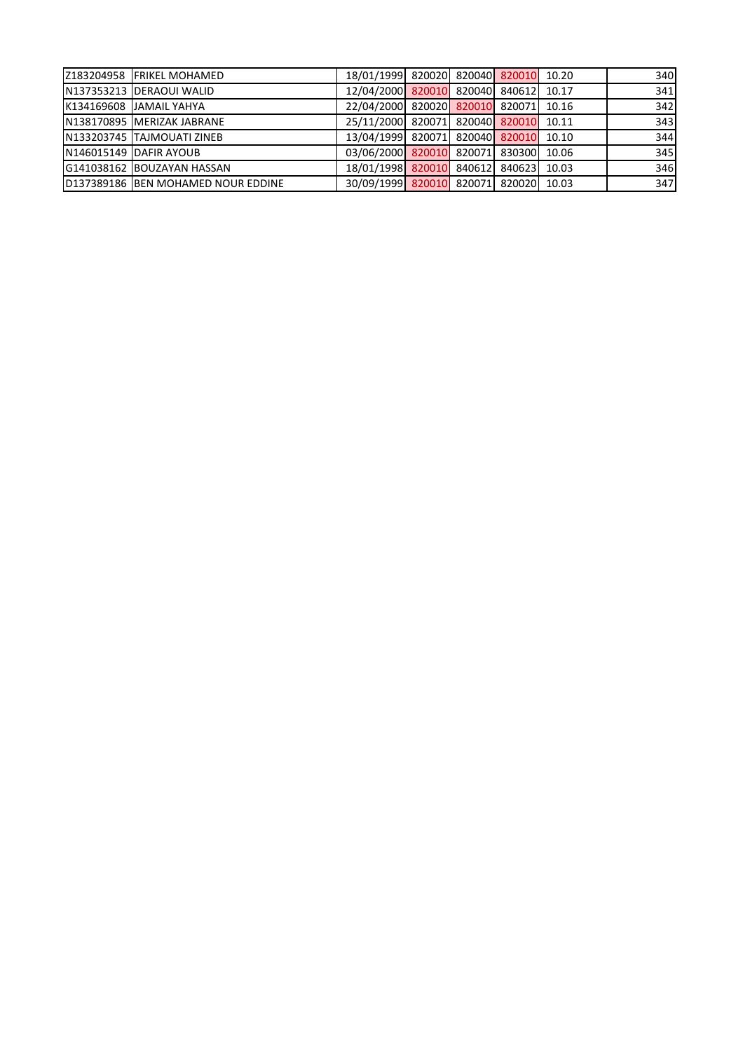| | | | | | | | |
|---|---|---|---|---|---|---|---|
| Z183204958 | FRIKEL MOHAMED | 18/01/1999 | 820020 | 820040 | 820010 | 10.20 | 340 |
| N137353213 | DERAOUI WALID | 12/04/2000 | 820010 | 820040 | 840612 | 10.17 | 341 |
| K134169608 | JAMAIL YAHYA | 22/04/2000 | 820020 | 820010 | 820071 | 10.16 | 342 |
| N138170895 | MERIZAK JABRANE | 25/11/2000 | 820071 | 820040 | 820010 | 10.11 | 343 |
| N133203745 | TAJMOUATI ZINEB | 13/04/1999 | 820071 | 820040 | 820010 | 10.10 | 344 |
| N146015149 | DAFIR AYOUB | 03/06/2000 | 820010 | 820071 | 830300 | 10.06 | 345 |
| G141038162 | BOUZAYAN HASSAN | 18/01/1998 | 820010 | 840612 | 840623 | 10.03 | 346 |
| D137389186 | BEN MOHAMED NOUR EDDINE | 30/09/1999 | 820010 | 820071 | 820020 | 10.03 | 347 |